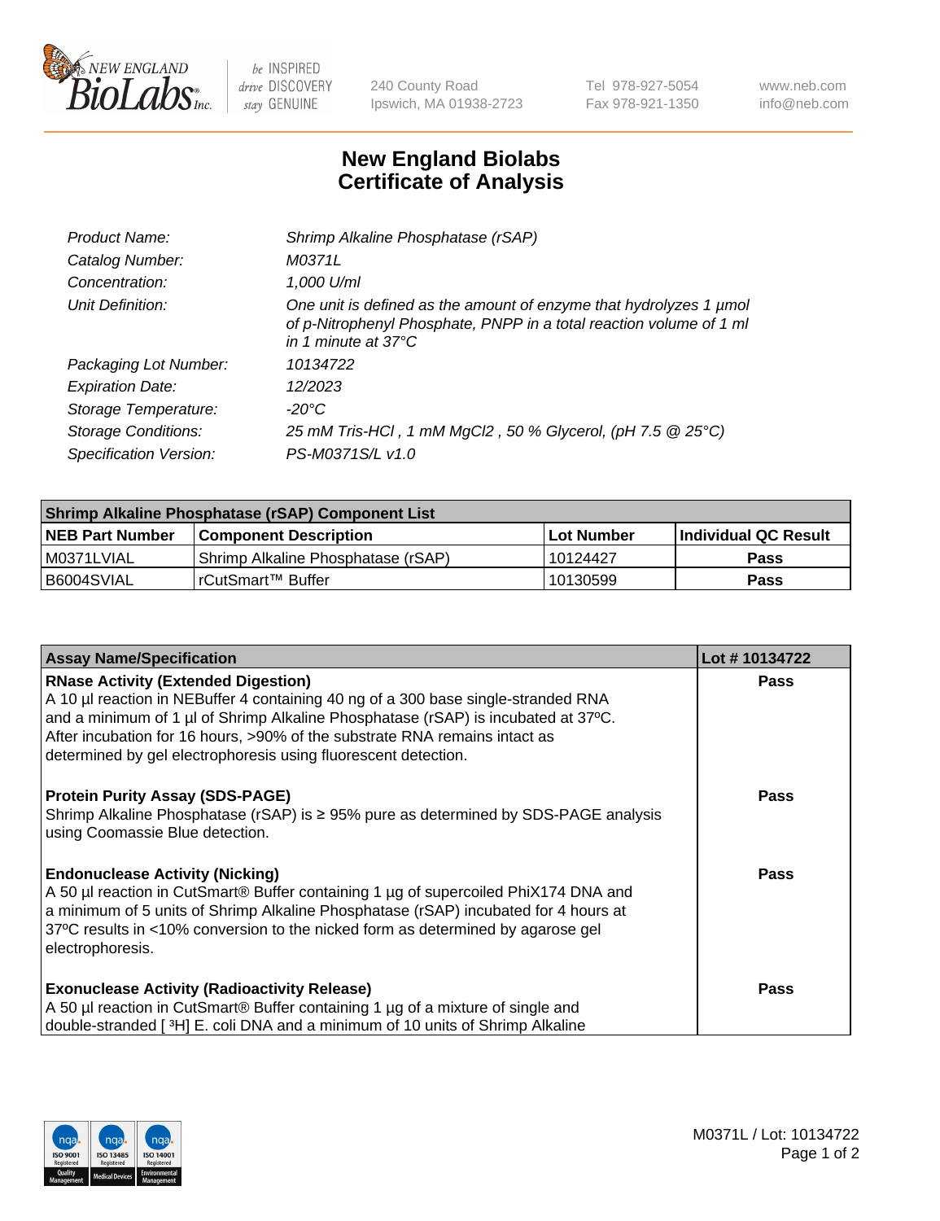# New England Biolabs Certificate of Analysis

| | |
|---|---|
| *Product Name:* | *Shrimp Alkaline Phosphatase (rSAP)* |
| *Catalog Number:* | *M0371L* |
| *Concentration:* | *1,000 U/ml* |
| *Unit Definition:* | *One unit is defined as the amount of enzyme that hydrolyzes 1 µmol of p-Nitrophenyl Phosphate, PNPP in a total reaction volume of 1 ml in 1 minute at 37°C* |
| *Packaging Lot Number:* | *10134722* |
| *Expiration Date:* | *12/2023* |
| *Storage Temperature:* | *-20°C* |
| *Storage Conditions:* | *25 mM Tris-HCl , 1 mM MgCl2 , 50 % Glycerol, (pH 7.5 @ 25°C)* |
| *Specification Version:* | *PS-M0371S/L v1.0* |

| Shrimp Alkaline Phosphatase (rSAP) Component List | | | |
|---|---|---|---|
| **NEB Part Number** | **Component Description** | **Lot Number** | **Individual QC Result** |
| M0371LVIAL | Shrimp Alkaline Phosphatase (rSAP) | 10124427 | **Pass** |
| B6004SVIAL | rCutSmart™ Buffer | 10130599 | **Pass** |

| Assay Name/Specification | Lot # 10134722 |
|---|---|
| **RNase Activity (Extended Digestion)**<br>A 10 µl reaction in NEBuffer 4 containing 40 ng of a 300 base single-stranded RNA and a minimum of 1 µl of Shrimp Alkaline Phosphatase (rSAP) is incubated at 37ºC. After incubation for 16 hours, >90% of the substrate RNA remains intact as determined by gel electrophoresis using fluorescent detection. | **Pass** |
| **Protein Purity Assay (SDS-PAGE)**<br>Shrimp Alkaline Phosphatase (rSAP) is ≥ 95% pure as determined by SDS-PAGE analysis using Coomassie Blue detection. | **Pass** |
| **Endonuclease Activity (Nicking)**<br>A 50 µl reaction in CutSmart® Buffer containing 1 µg of supercoiled PhiX174 DNA and a minimum of 5 units of Shrimp Alkaline Phosphatase (rSAP) incubated for 4 hours at 37ºC results in <10% conversion to the nicked form as determined by agarose gel electrophoresis. | **Pass** |
| **Exonuclease Activity (Radioactivity Release)**<br>A 50 µl reaction in CutSmart® Buffer containing 1 µg of a mixture of single and double-stranded [ $^3$H] E. coli DNA and a minimum of 10 units of Shrimp Alkaline | **Pass** |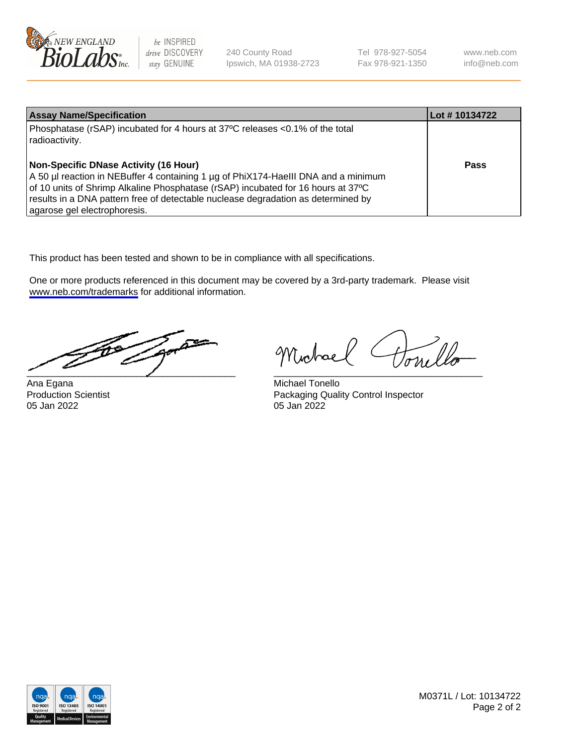| Assay Name/Specification | Lot # 10134722 |
| --- | --- |
| Phosphatase (rSAP) incubated for 4 hours at 37ºC releases <0.1% of the total radioactivity. | |
| **Non-Specific DNase Activity (16 Hour)**<br>A 50 µl reaction in NEBuffer 4 containing 1 µg of PhiX174-HaeIII DNA and a minimum of 10 units of Shrimp Alkaline Phosphatase (rSAP) incubated for 16 hours at 37ºC results in a DNA pattern free of detectable nuclease degradation as determined by agarose gel electrophoresis. | **Pass** |

This product has been tested and shown to be in compliance with all specifications.

One or more products referenced in this document may be covered by a 3rd-party trademark. Please visit www.neb.com/trademarks for additional information.

Ana Egana
Production Scientist
05 Jan 2022

Michael Tonello
Packaging Quality Control Inspector
05 Jan 2022

M0371L / Lot: 10134722